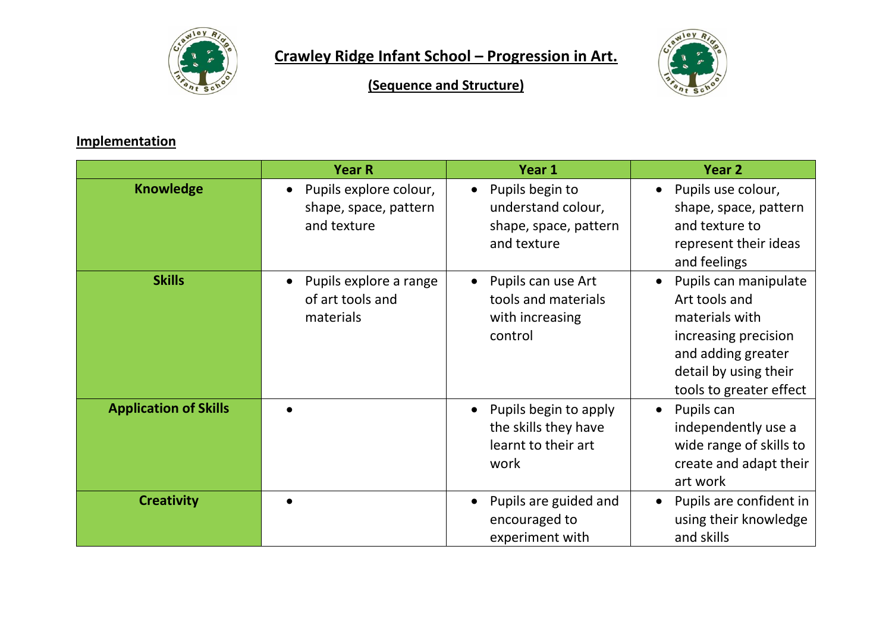# Crawley Ridge Infant School – Progression in Art.

## (Sequence and Structure)

### Implementation

| | Year R | Year 1 | Year 2 |
|---|---|---|---|
| **Knowledge** | • Pupils explore colour, shape, space, pattern and texture | • Pupils begin to understand colour, shape, space, pattern and texture | • Pupils use colour, shape, space, pattern and texture to represent their ideas and feelings |
| **Skills** | • Pupils explore a range of art tools and materials | • Pupils can use Art tools and materials with increasing control | • Pupils can manipulate Art tools and materials with increasing precision and adding greater detail by using their tools to greater effect |
| **Application of Skills** | • | • Pupils begin to apply the skills they have learnt to their art work | • Pupils can independently use a wide range of skills to create and adapt their art work |
| **Creativity** | • | • Pupils are guided and encouraged to experiment with | • Pupils are confident in using their knowledge and skills |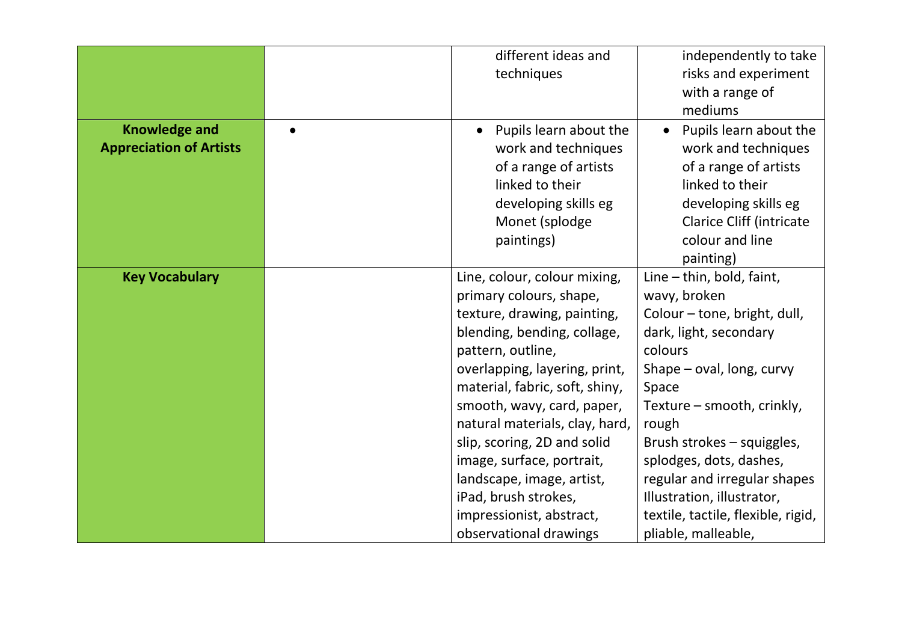| | | | |
|---|---|---|---|
| | | different ideas and techniques | independently to take risks and experiment with a range of mediums |
| **Knowledge and Appreciation of Artists** | • | • Pupils learn about the work and techniques of a range of artists linked to their developing skills eg Monet (splodge paintings) | • Pupils learn about the work and techniques of a range of artists linked to their developing skills eg Clarice Cliff (intricate colour and line painting) |
| **Key Vocabulary** | | Line, colour, colour mixing, primary colours, shape, texture, drawing, painting, blending, bending, collage, pattern, outline, overlapping, layering, print, material, fabric, soft, shiny, smooth, wavy, card, paper, natural materials, clay, hard, slip, scoring, 2D and solid image, surface, portrait, landscape, image, artist, iPad, brush strokes, impressionist, abstract, observational drawings | Line – thin, bold, faint, wavy, broken<br>Colour – tone, bright, dull, dark, light, secondary colours<br>Shape – oval, long, curvy<br>Space<br>Texture – smooth, crinkly, rough<br>Brush strokes – squiggles, splodges, dots, dashes, regular and irregular shapes<br>Illustration, illustrator, textile, tactile, flexible, rigid, pliable, malleable, |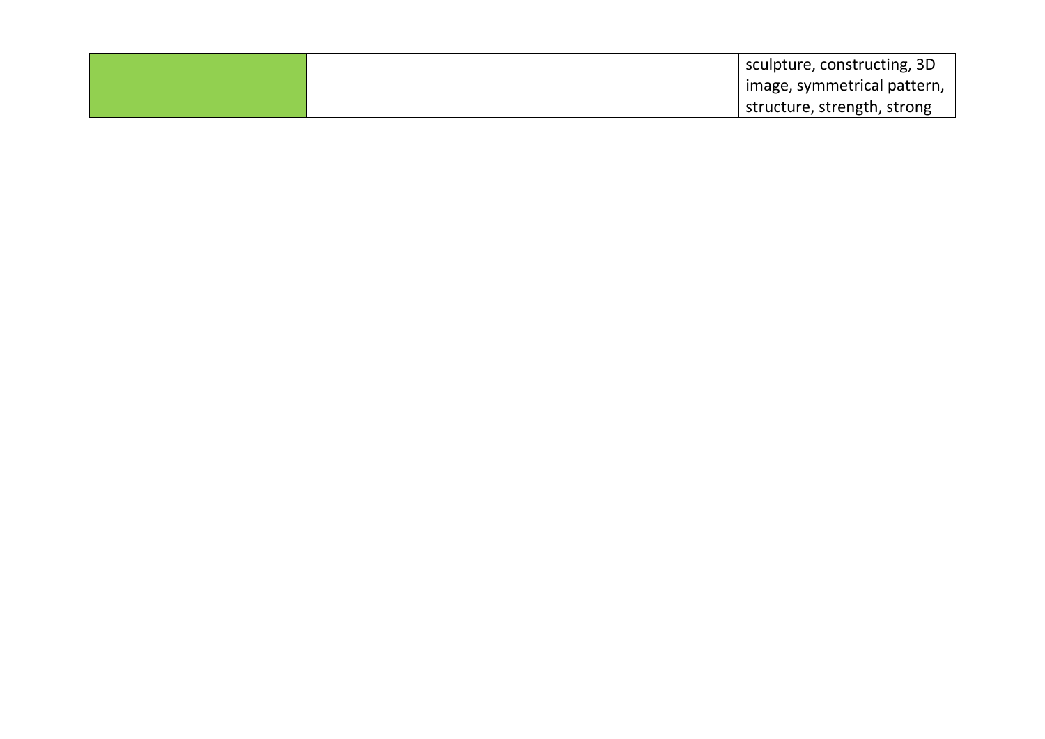| | | | |
|---|---|---|---|
| | | | sculpture, constructing, 3D image, symmetrical pattern, structure, strength, strong |